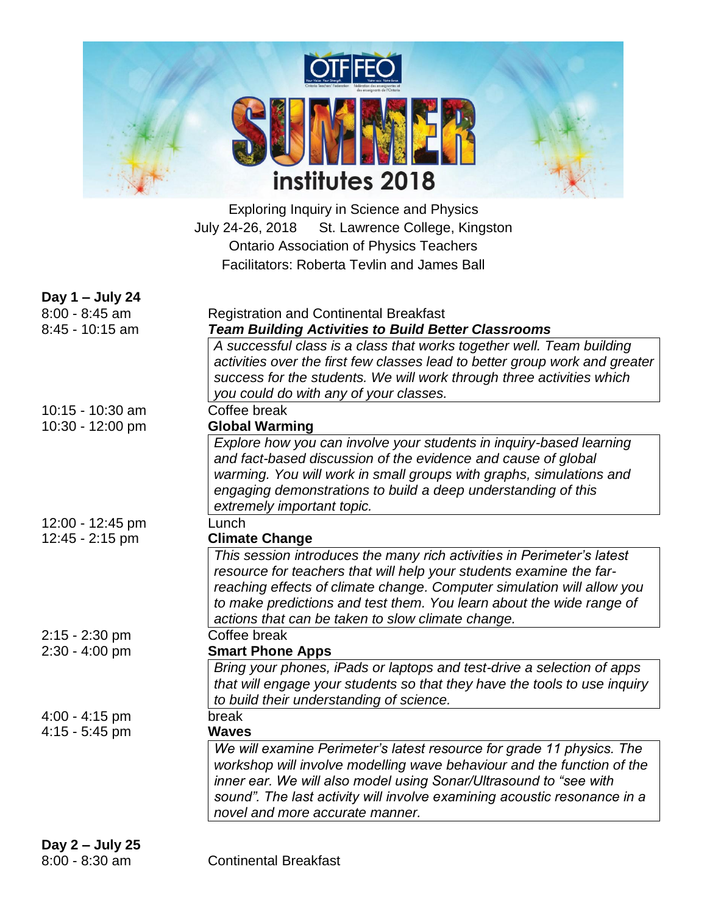OTF FEO

# SUMMER institutes 2018

Exploring Inquiry in Science and Physics
July 24-26, 2018 St. Lawrence College, Kingston
Ontario Association of Physics Teachers
Facilitators: Roberta Tevlin and James Ball

## Day 1 – July 24

8:00 - 8:45 am — Registration and Continental Breakfast

8:45 - 10:15 am — ***Team Building Activities to Build Better Classrooms***

*A successful class is a class that works together well. Team building activities over the first few classes lead to better group work and greater success for the students. We will work through three activities which you could do with any of your classes.*

10:15 - 10:30 am — Coffee break

10:30 - 12:00 pm — **Global Warming**

*Explore how you can involve your students in inquiry-based learning and fact-based discussion of the evidence and cause of global warming. You will work in small groups with graphs, simulations and engaging demonstrations to build a deep understanding of this extremely important topic.*

12:00 - 12:45 pm — Lunch

12:45 - 2:15 pm — **Climate Change**

*This session introduces the many rich activities in Perimeter's latest resource for teachers that will help your students examine the far-reaching effects of climate change. Computer simulation will allow you to make predictions and test them. You learn about the wide range of actions that can be taken to slow climate change.*

2:15 - 2:30 pm — Coffee break

2:30 - 4:00 pm — **Smart Phone Apps**

*Bring your phones, iPads or laptops and test-drive a selection of apps that will engage your students so that they have the tools to use inquiry to build their understanding of science.*

4:00 - 4:15 pm — break

4:15 - 5:45 pm — **Waves**

*We will examine Perimeter's latest resource for grade 11 physics. The workshop will involve modelling wave behaviour and the function of the inner ear. We will also model using Sonar/Ultrasound to "see with sound". The last activity will involve examining acoustic resonance in a novel and more accurate manner.*

## Day 2 – July 25

8:00 - 8:30 am — Continental Breakfast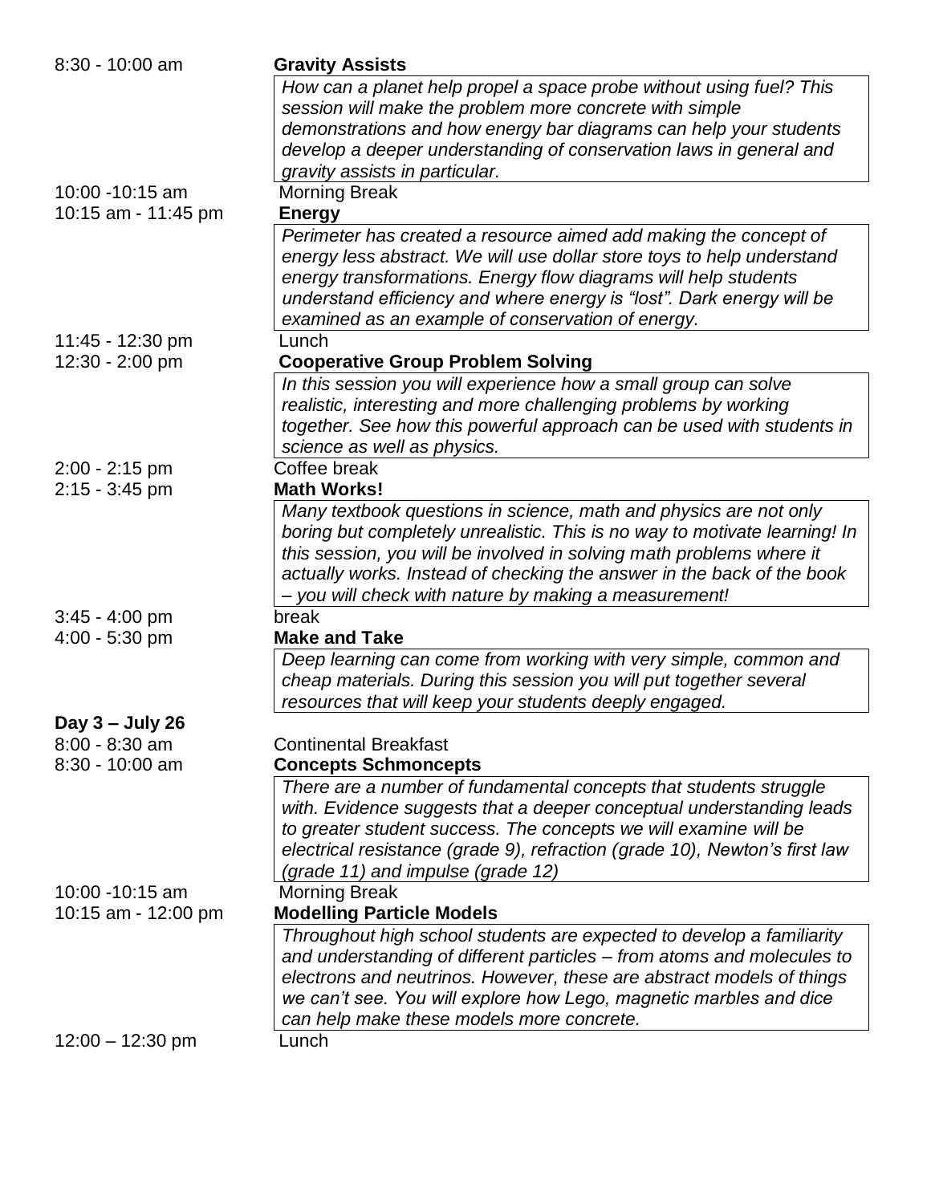8:30 - 10:00 am **Gravity Assists**

*How can a planet help propel a space probe without using fuel? This session will make the problem more concrete with simple demonstrations and how energy bar diagrams can help your students develop a deeper understanding of conservation laws in general and gravity assists in particular.*

10:00 -10:15 am Morning Break

10:15 am - 11:45 pm **Energy**

*Perimeter has created a resource aimed add making the concept of energy less abstract. We will use dollar store toys to help understand energy transformations. Energy flow diagrams will help students understand efficiency and where energy is "lost". Dark energy will be examined as an example of conservation of energy.*

11:45 - 12:30 pm Lunch

12:30 - 2:00 pm **Cooperative Group Problem Solving**

*In this session you will experience how a small group can solve realistic, interesting and more challenging problems by working together. See how this powerful approach can be used with students in science as well as physics.*

2:00 - 2:15 pm Coffee break

2:15 - 3:45 pm **Math Works!**

*Many textbook questions in science, math and physics are not only boring but completely unrealistic. This is no way to motivate learning! In this session, you will be involved in solving math problems where it actually works. Instead of checking the answer in the back of the book – you will check with nature by making a measurement!*

3:45 - 4:00 pm break

4:00 - 5:30 pm **Make and Take**

*Deep learning can come from working with very simple, common and cheap materials. During this session you will put together several resources that will keep your students deeply engaged.*

**Day 3 – July 26**

8:00 - 8:30 am Continental Breakfast

8:30 - 10:00 am **Concepts Schmoncepts**

*There are a number of fundamental concepts that students struggle with. Evidence suggests that a deeper conceptual understanding leads to greater student success. The concepts we will examine will be electrical resistance (grade 9), refraction (grade 10), Newton's first law (grade 11) and impulse (grade 12)*

10:00 -10:15 am Morning Break

10:15 am - 12:00 pm **Modelling Particle Models**

*Throughout high school students are expected to develop a familiarity and understanding of different particles – from atoms and molecules to electrons and neutrinos. However, these are abstract models of things we can't see. You will explore how Lego, magnetic marbles and dice can help make these models more concrete.*

12:00 – 12:30 pm Lunch